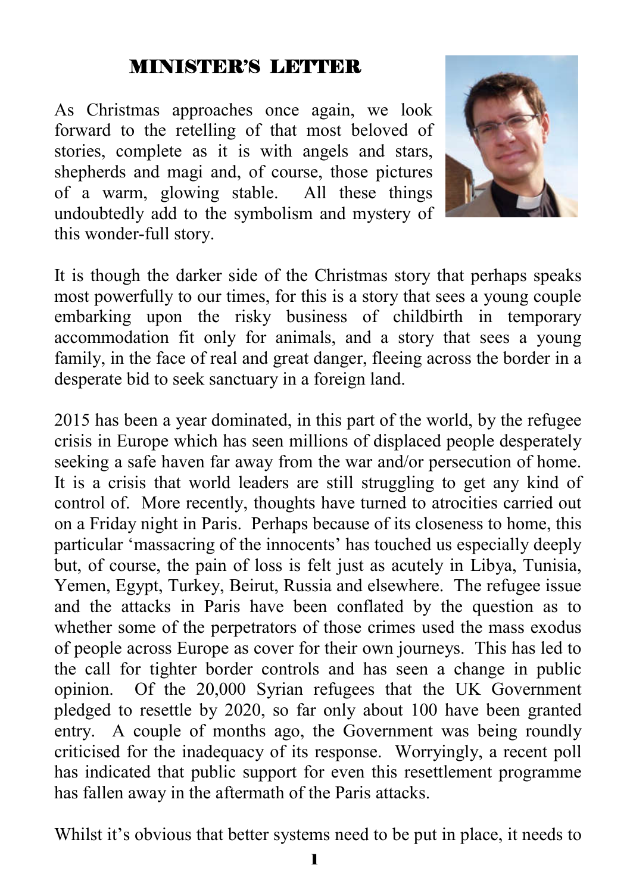# MINISTER'S LETTER

As Christmas approaches once again, we look forward to the retelling of that most beloved of stories, complete as it is with angels and stars, shepherds and magi and, of course, those pictures of a warm, glowing stable. All these things undoubtedly add to the symbolism and mystery of this wonder-full story.

It is though the darker side of the Christmas story that perhaps speaks most powerfully to our times, for this is a story that sees a young couple embarking upon the risky business of childbirth in temporary accommodation fit only for animals, and a story that sees a young family, in the face of real and great danger, fleeing across the border in a desperate bid to seek sanctuary in a foreign land.

2015 has been a year dominated, in this part of the world, by the refugee crisis in Europe which has seen millions of displaced people desperately seeking a safe haven far away from the war and/or persecution of home. It is a crisis that world leaders are still struggling to get any kind of control of. More recently, thoughts have turned to atrocities carried out on a Friday night in Paris. Perhaps because of its closeness to home, this particular 'massacring of the innocents' has touched us especially deeply but, of course, the pain of loss is felt just as acutely in Libya, Tunisia, Yemen, Egypt, Turkey, Beirut, Russia and elsewhere. The refugee issue and the attacks in Paris have been conflated by the question as to whether some of the perpetrators of those crimes used the mass exodus of people across Europe as cover for their own journeys. This has led to the call for tighter border controls and has seen a change in public opinion. Of the 20,000 Syrian refugees that the UK Government pledged to resettle by 2020, so far only about 100 have been granted entry. A couple of months ago, the Government was being roundly criticised for the inadequacy of its response. Worryingly, a recent poll has indicated that public support for even this resettlement programme has fallen away in the aftermath of the Paris attacks.

Whilst it's obvious that better systems need to be put in place, it needs to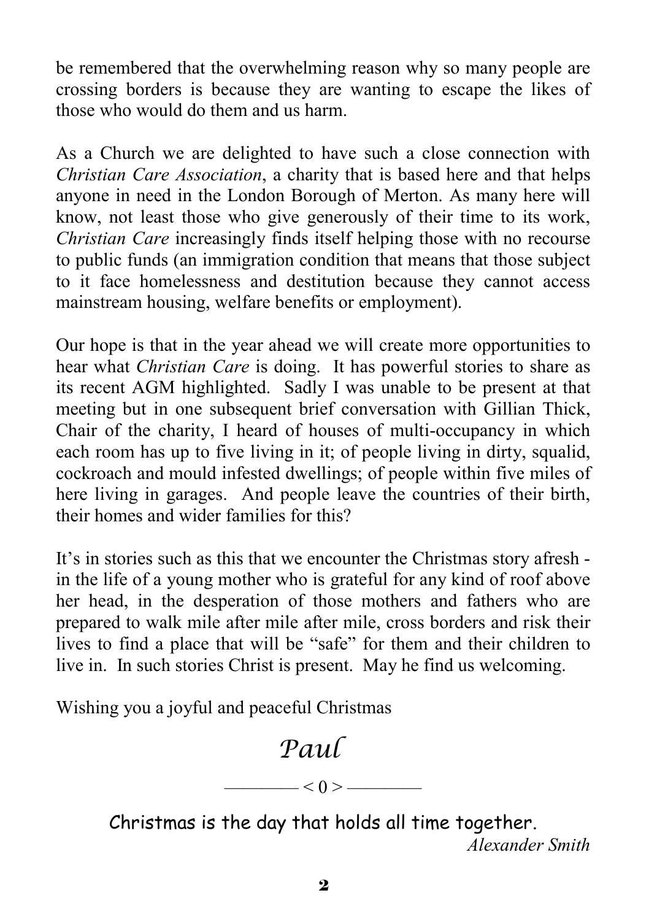be remembered that the overwhelming reason why so many people are crossing borders is because they are wanting to escape the likes of those who would do them and us harm.

As a Church we are delighted to have such a close connection with *Christian Care Association*, a charity that is based here and that helps anyone in need in the London Borough of Merton. As many here will know, not least those who give generously of their time to its work, *Christian Care* increasingly finds itself helping those with no recourse to public funds (an immigration condition that means that those subject to it face homelessness and destitution because they cannot access mainstream housing, welfare benefits or employment).

Our hope is that in the year ahead we will create more opportunities to hear what *Christian Care* is doing. It has powerful stories to share as its recent AGM highlighted. Sadly I was unable to be present at that meeting but in one subsequent brief conversation with Gillian Thick, Chair of the charity, I heard of houses of multi-occupancy in which each room has up to five living in it; of people living in dirty, squalid, cockroach and mould infested dwellings; of people within five miles of here living in garages. And people leave the countries of their birth, their homes and wider families for this?

It's in stories such as this that we encounter the Christmas story afresh - in the life of a young mother who is grateful for any kind of roof above her head, in the desperation of those mothers and fathers who are prepared to walk mile after mile after mile, cross borders and risk their lives to find a place that will be "safe" for them and their children to live in. In such stories Christ is present. May he find us welcoming.

Wishing you a joyful and peaceful Christmas

*Paul*

———— < 0 > ————

Christmas is the day that holds all time together.

*Alexander Smith*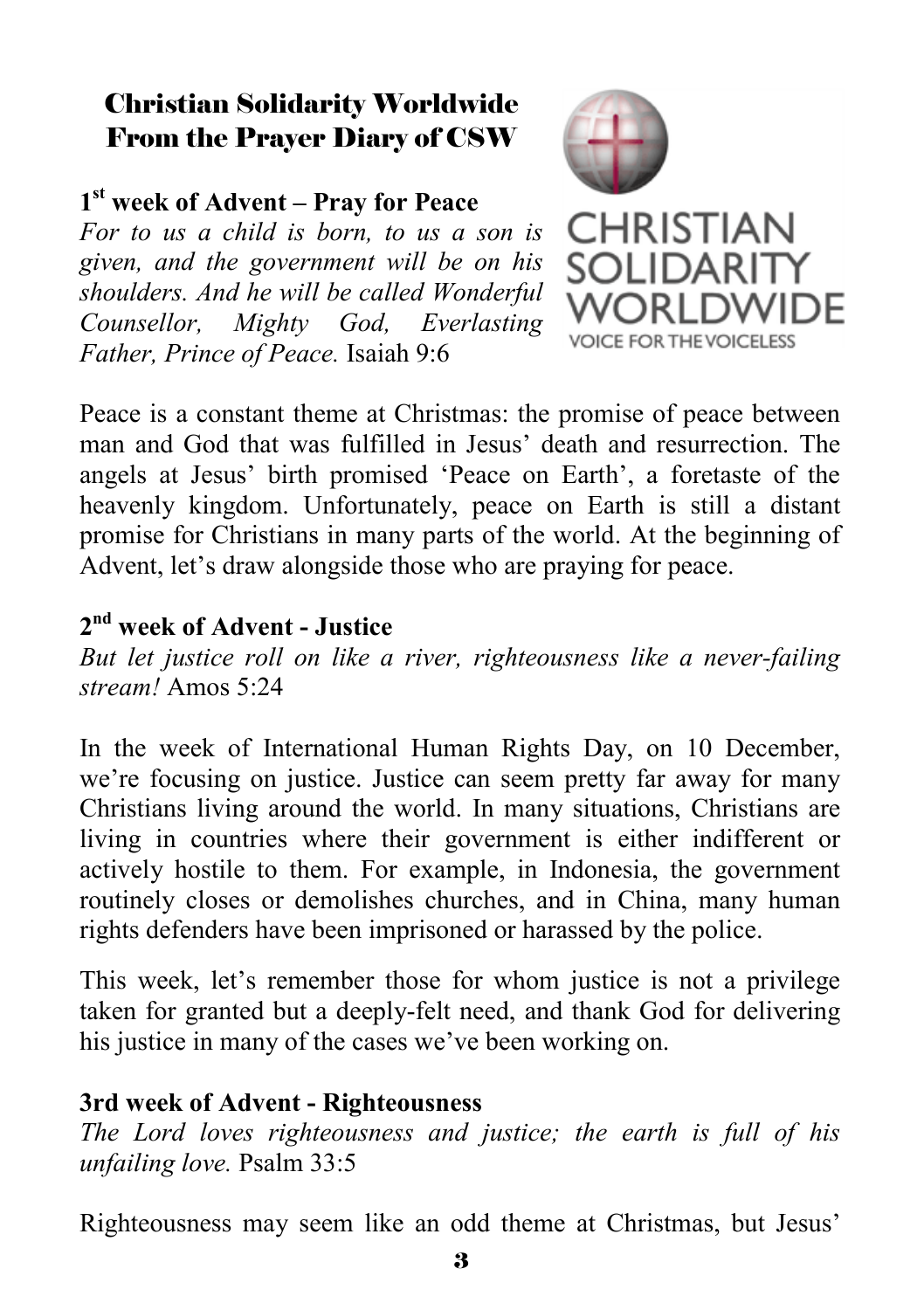## Christian Solidarity Worldwide
## From the Prayer Diary of CSW

CHRISTIAN SOLIDARITY WORLDWIDE
VOICE FOR THE VOICELESS

### 1st week of Advent – Pray for Peace

*For to us a child is born, to us a son is given, and the government will be on his shoulders. And he will be called Wonderful Counsellor, Mighty God, Everlasting Father, Prince of Peace.* Isaiah 9:6

Peace is a constant theme at Christmas: the promise of peace between man and God that was fulfilled in Jesus' death and resurrection. The angels at Jesus' birth promised 'Peace on Earth', a foretaste of the heavenly kingdom. Unfortunately, peace on Earth is still a distant promise for Christians in many parts of the world. At the beginning of Advent, let's draw alongside those who are praying for peace.

### 2nd week of Advent - Justice

*But let justice roll on like a river, righteousness like a never-failing stream!* Amos 5:24

In the week of International Human Rights Day, on 10 December, we're focusing on justice. Justice can seem pretty far away for many Christians living around the world. In many situations, Christians are living in countries where their government is either indifferent or actively hostile to them. For example, in Indonesia, the government routinely closes or demolishes churches, and in China, many human rights defenders have been imprisoned or harassed by the police.

This week, let's remember those for whom justice is not a privilege taken for granted but a deeply-felt need, and thank God for delivering his justice in many of the cases we've been working on.

### 3rd week of Advent - Righteousness

*The Lord loves righteousness and justice; the earth is full of his unfailing love.* Psalm 33:5

Righteousness may seem like an odd theme at Christmas, but Jesus'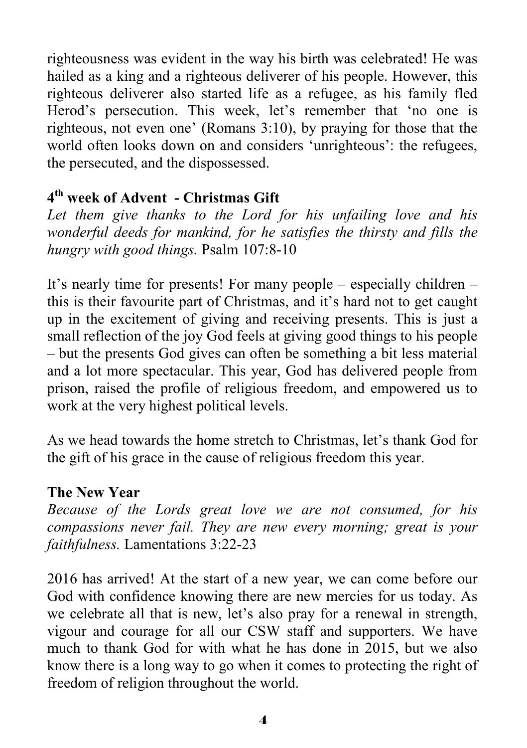righteousness was evident in the way his birth was celebrated! He was hailed as a king and a righteous deliverer of his people. However, this righteous deliverer also started life as a refugee, as his family fled Herod's persecution. This week, let's remember that 'no one is righteous, not even one' (Romans 3:10), by praying for those that the world often looks down on and considers 'unrighteous': the refugees, the persecuted, and the dispossessed.

**4th week of Advent - Christmas Gift**

*Let them give thanks to the Lord for his unfailing love and his wonderful deeds for mankind, for he satisfies the thirsty and fills the hungry with good things.* Psalm 107:8-10

It's nearly time for presents! For many people – especially children – this is their favourite part of Christmas, and it's hard not to get caught up in the excitement of giving and receiving presents. This is just a small reflection of the joy God feels at giving good things to his people – but the presents God gives can often be something a bit less material and a lot more spectacular. This year, God has delivered people from prison, raised the profile of religious freedom, and empowered us to work at the very highest political levels.

As we head towards the home stretch to Christmas, let's thank God for the gift of his grace in the cause of religious freedom this year.

**The New Year**

*Because of the Lords great love we are not consumed, for his compassions never fail. They are new every morning; great is your faithfulness.* Lamentations 3:22-23

2016 has arrived! At the start of a new year, we can come before our God with confidence knowing there are new mercies for us today. As we celebrate all that is new, let's also pray for a renewal in strength, vigour and courage for all our CSW staff and supporters. We have much to thank God for with what he has done in 2015, but we also know there is a long way to go when it comes to protecting the right of freedom of religion throughout the world.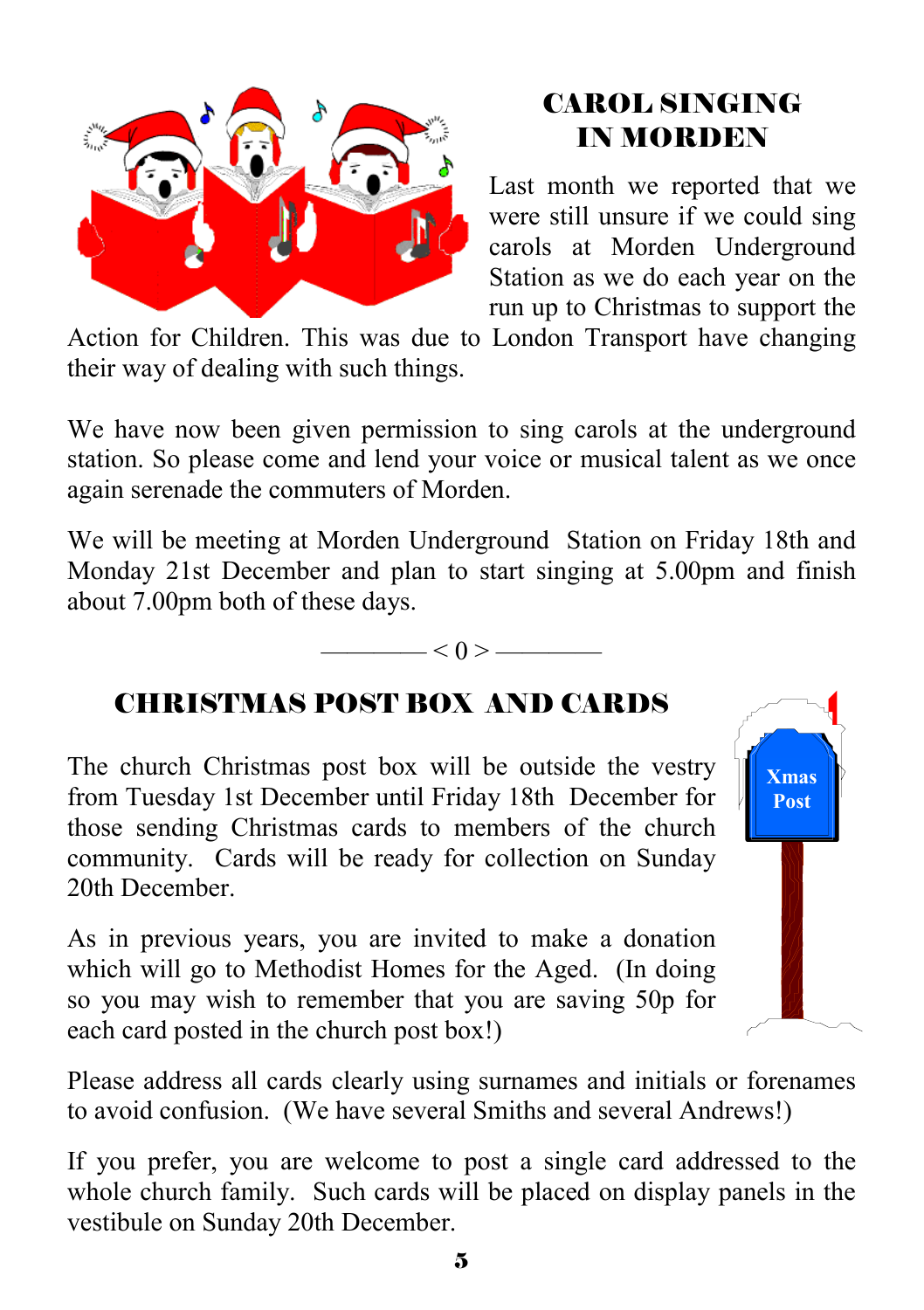## CAROL SINGING IN MORDEN

Last month we reported that we were still unsure if we could sing carols at Morden Underground Station as we do each year on the run up to Christmas to support the Action for Children. This was due to London Transport have changing their way of dealing with such things.

We have now been given permission to sing carols at the underground station. So please come and lend your voice or musical talent as we once again serenade the commuters of Morden.

We will be meeting at Morden Underground Station on Friday 18th and Monday 21st December and plan to start singing at 5.00pm and finish about 7.00pm both of these days.

———— < 0 > ————

## CHRISTMAS POST BOX AND CARDS

The church Christmas post box will be outside the vestry from Tuesday 1st December until Friday 18th December for those sending Christmas cards to members of the church community. Cards will be ready for collection on Sunday 20th December.

As in previous years, you are invited to make a donation which will go to Methodist Homes for the Aged. (In doing so you may wish to remember that you are saving 50p for each card posted in the church post box!)

Please address all cards clearly using surnames and initials or forenames to avoid confusion. (We have several Smiths and several Andrews!)

If you prefer, you are welcome to post a single card addressed to the whole church family. Such cards will be placed on display panels in the vestibule on Sunday 20th December.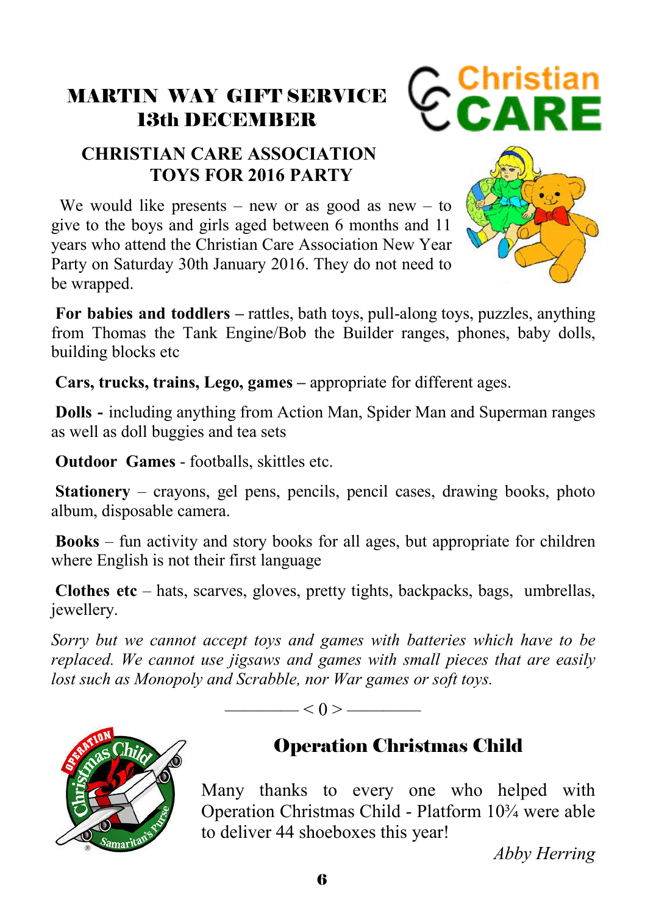## MARTIN WAY GIFT SERVICE
## 13th DECEMBER

### CHRISTIAN CARE ASSOCIATION TOYS FOR 2016 PARTY

We would like presents – new or as good as new – to give to the boys and girls aged between 6 months and 11 years who attend the Christian Care Association New Year Party on Saturday 30th January 2016. They do not need to be wrapped.

**For babies and toddlers –** rattles, bath toys, pull-along toys, puzzles, anything from Thomas the Tank Engine/Bob the Builder ranges, phones, baby dolls, building blocks etc

**Cars, trucks, trains, Lego, games –** appropriate for different ages.

**Dolls -** including anything from Action Man, Spider Man and Superman ranges as well as doll buggies and tea sets

**Outdoor Games** - footballs, skittles etc.

**Stationery** – crayons, gel pens, pencils, pencil cases, drawing books, photo album, disposable camera.

**Books** – fun activity and story books for all ages, but appropriate for children where English is not their first language

**Clothes etc** – hats, scarves, gloves, pretty tights, backpacks, bags, umbrellas, jewellery.

*Sorry but we cannot accept toys and games with batteries which have to be replaced. We cannot use jigsaws and games with small pieces that are easily lost such as Monopoly and Scrabble, nor War games or soft toys.*

———— < 0 > ————

## Operation Christmas Child

Many thanks to every one who helped with Operation Christmas Child - Platform 10¾ were able to deliver 44 shoeboxes this year!

*Abby Herring*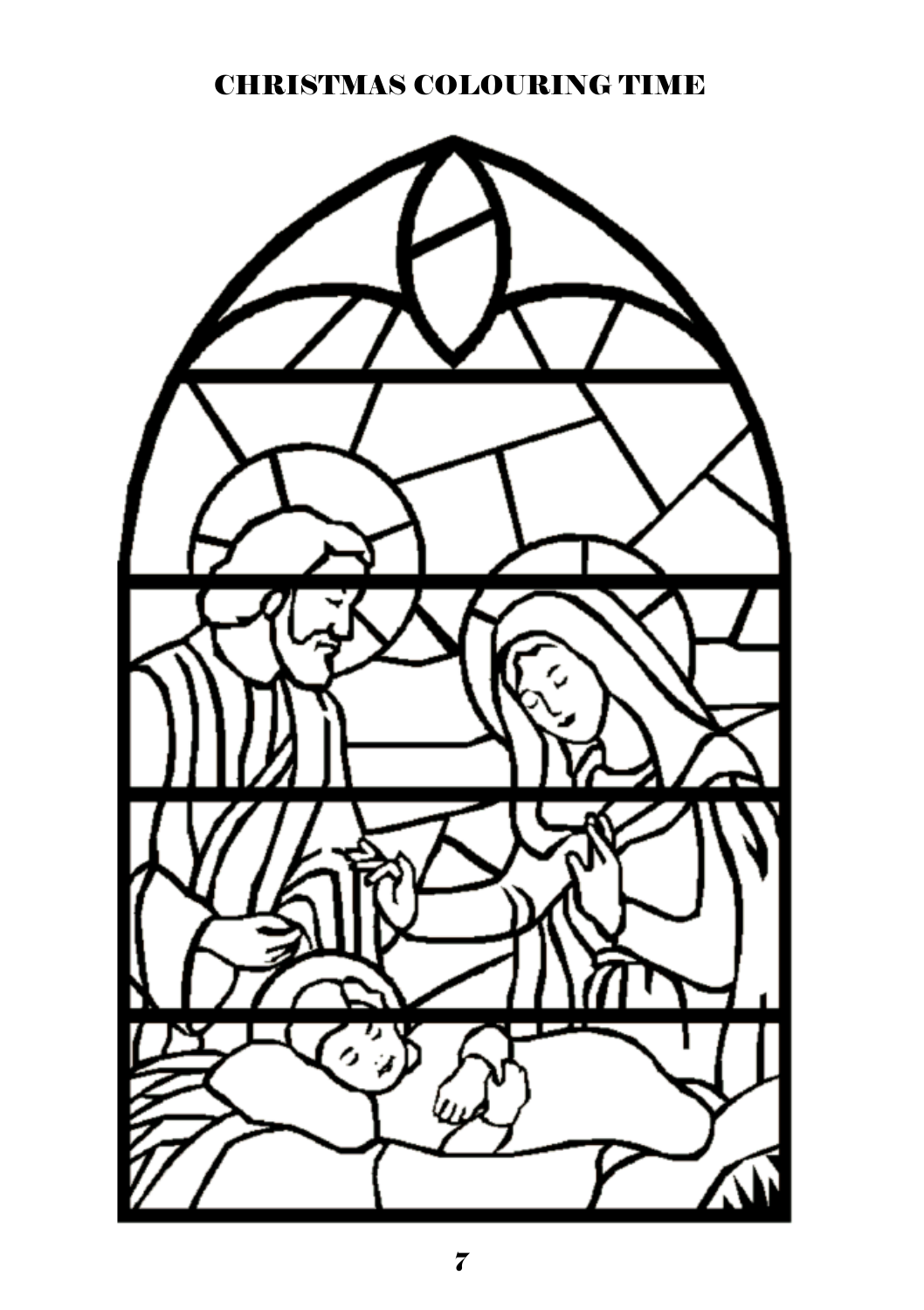# CHRISTMAS COLOURING TIME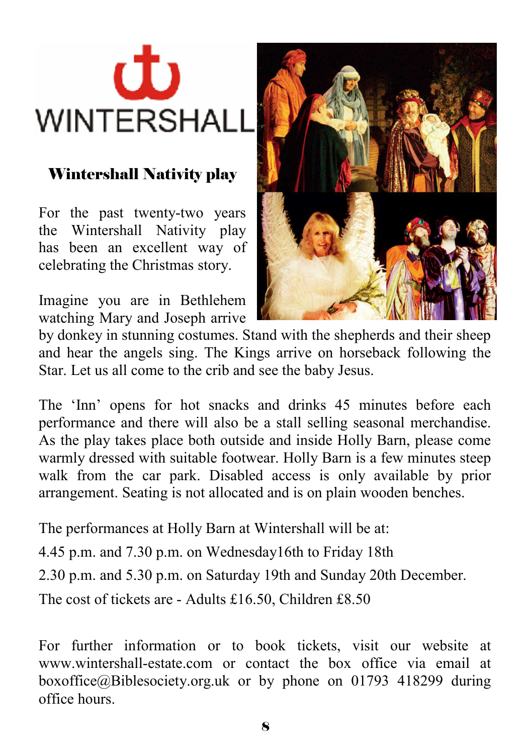WINTERSHALL

## Wintershall Nativity play

For the past twenty-two years the Wintershall Nativity play has been an excellent way of celebrating the Christmas story.

Imagine you are in Bethlehem watching Mary and Joseph arrive by donkey in stunning costumes. Stand with the shepherds and their sheep and hear the angels sing. The Kings arrive on horseback following the Star. Let us all come to the crib and see the baby Jesus.

The 'Inn' opens for hot snacks and drinks 45 minutes before each performance and there will also be a stall selling seasonal merchandise. As the play takes place both outside and inside Holly Barn, please come warmly dressed with suitable footwear. Holly Barn is a few minutes steep walk from the car park. Disabled access is only available by prior arrangement. Seating is not allocated and is on plain wooden benches.

The performances at Holly Barn at Wintershall will be at:

4.45 p.m. and 7.30 p.m. on Wednesday16th to Friday 18th

2.30 p.m. and 5.30 p.m. on Saturday 19th and Sunday 20th December.

The cost of tickets are - Adults £16.50, Children £8.50

For further information or to book tickets, visit our website at www.wintershall-estate.com or contact the box office via email at boxoffice@Biblesociety.org.uk or by phone on 01793 418299 during office hours.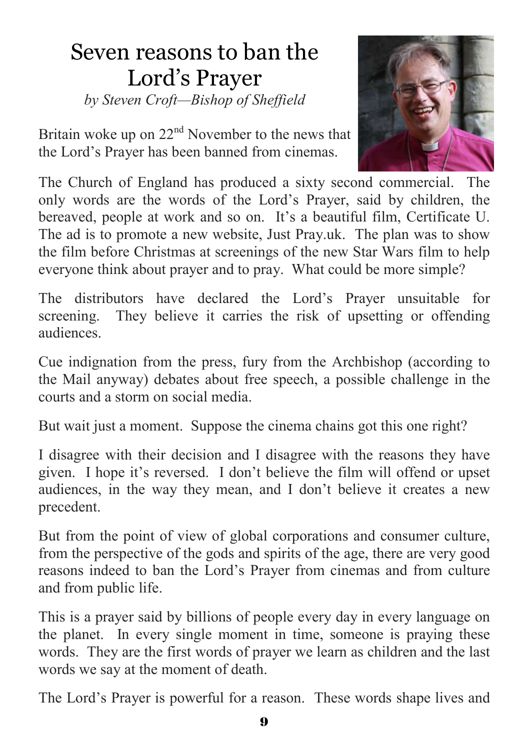# Seven reasons to ban the Lord's Prayer

*by Steven Croft—Bishop of Sheffield*

Britain woke up on 22nd November to the news that the Lord's Prayer has been banned from cinemas.

The Church of England has produced a sixty second commercial. The only words are the words of the Lord's Prayer, said by children, the bereaved, people at work and so on. It's a beautiful film, Certificate U. The ad is to promote a new website, Just Pray.uk. The plan was to show the film before Christmas at screenings of the new Star Wars film to help everyone think about prayer and to pray. What could be more simple?

The distributors have declared the Lord's Prayer unsuitable for screening. They believe it carries the risk of upsetting or offending audiences.

Cue indignation from the press, fury from the Archbishop (according to the Mail anyway) debates about free speech, a possible challenge in the courts and a storm on social media.

But wait just a moment. Suppose the cinema chains got this one right?

I disagree with their decision and I disagree with the reasons they have given. I hope it's reversed. I don't believe the film will offend or upset audiences, in the way they mean, and I don't believe it creates a new precedent.

But from the point of view of global corporations and consumer culture, from the perspective of the gods and spirits of the age, there are very good reasons indeed to ban the Lord's Prayer from cinemas and from culture and from public life.

This is a prayer said by billions of people every day in every language on the planet. In every single moment in time, someone is praying these words. They are the first words of prayer we learn as children and the last words we say at the moment of death.

The Lord's Prayer is powerful for a reason. These words shape lives and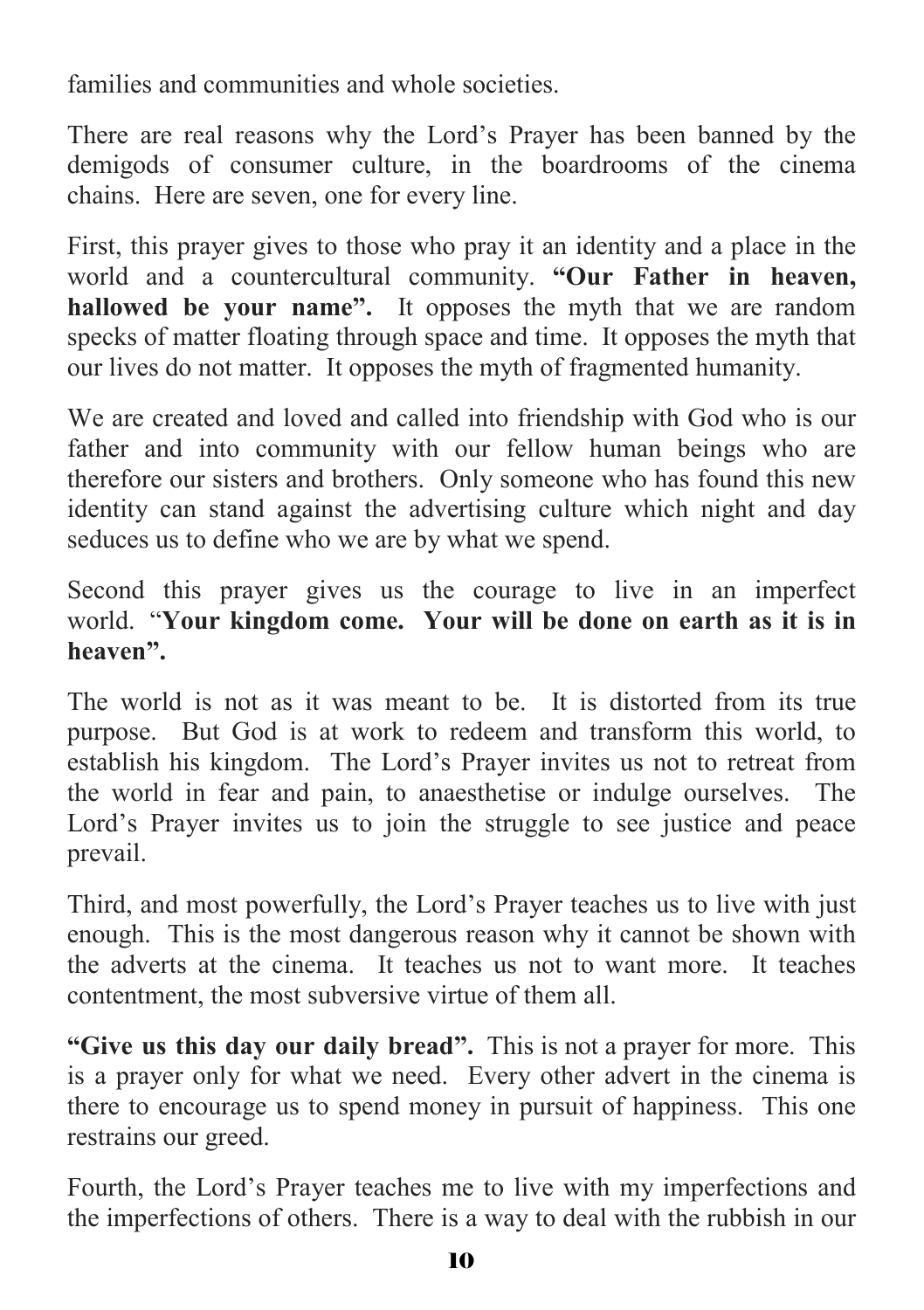families and communities and whole societies.

There are real reasons why the Lord's Prayer has been banned by the demigods of consumer culture, in the boardrooms of the cinema chains. Here are seven, one for every line.

First, this prayer gives to those who pray it an identity and a place in the world and a countercultural community. **"Our Father in heaven, hallowed be your name".** It opposes the myth that we are random specks of matter floating through space and time. It opposes the myth that our lives do not matter. It opposes the myth of fragmented humanity.

We are created and loved and called into friendship with God who is our father and into community with our fellow human beings who are therefore our sisters and brothers. Only someone who has found this new identity can stand against the advertising culture which night and day seduces us to define who we are by what we spend.

Second this prayer gives us the courage to live in an imperfect world. "**Your kingdom come. Your will be done on earth as it is in heaven".**

The world is not as it was meant to be. It is distorted from its true purpose. But God is at work to redeem and transform this world, to establish his kingdom. The Lord's Prayer invites us not to retreat from the world in fear and pain, to anaesthetise or indulge ourselves. The Lord's Prayer invites us to join the struggle to see justice and peace prevail.

Third, and most powerfully, the Lord's Prayer teaches us to live with just enough. This is the most dangerous reason why it cannot be shown with the adverts at the cinema. It teaches us not to want more. It teaches contentment, the most subversive virtue of them all.

**"Give us this day our daily bread".** This is not a prayer for more. This is a prayer only for what we need. Every other advert in the cinema is there to encourage us to spend money in pursuit of happiness. This one restrains our greed.

Fourth, the Lord's Prayer teaches me to live with my imperfections and the imperfections of others. There is a way to deal with the rubbish in our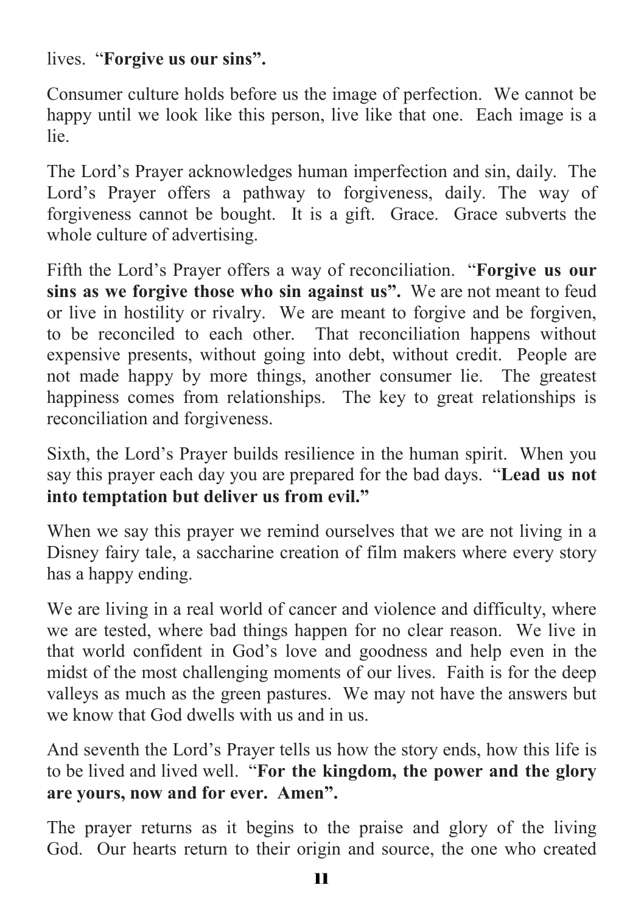lives. "**Forgive us our sins".**

Consumer culture holds before us the image of perfection. We cannot be happy until we look like this person, live like that one. Each image is a lie.

The Lord's Prayer acknowledges human imperfection and sin, daily. The Lord's Prayer offers a pathway to forgiveness, daily. The way of forgiveness cannot be bought. It is a gift. Grace. Grace subverts the whole culture of advertising.

Fifth the Lord's Prayer offers a way of reconciliation. "**Forgive us our sins as we forgive those who sin against us".** We are not meant to feud or live in hostility or rivalry. We are meant to forgive and be forgiven, to be reconciled to each other. That reconciliation happens without expensive presents, without going into debt, without credit. People are not made happy by more things, another consumer lie. The greatest happiness comes from relationships. The key to great relationships is reconciliation and forgiveness.

Sixth, the Lord's Prayer builds resilience in the human spirit. When you say this prayer each day you are prepared for the bad days. "**Lead us not into temptation but deliver us from evil."**

When we say this prayer we remind ourselves that we are not living in a Disney fairy tale, a saccharine creation of film makers where every story has a happy ending.

We are living in a real world of cancer and violence and difficulty, where we are tested, where bad things happen for no clear reason. We live in that world confident in God's love and goodness and help even in the midst of the most challenging moments of our lives. Faith is for the deep valleys as much as the green pastures. We may not have the answers but we know that God dwells with us and in us.

And seventh the Lord's Prayer tells us how the story ends, how this life is to be lived and lived well. "**For the kingdom, the power and the glory are yours, now and for ever. Amen".**

The prayer returns as it begins to the praise and glory of the living God. Our hearts return to their origin and source, the one who created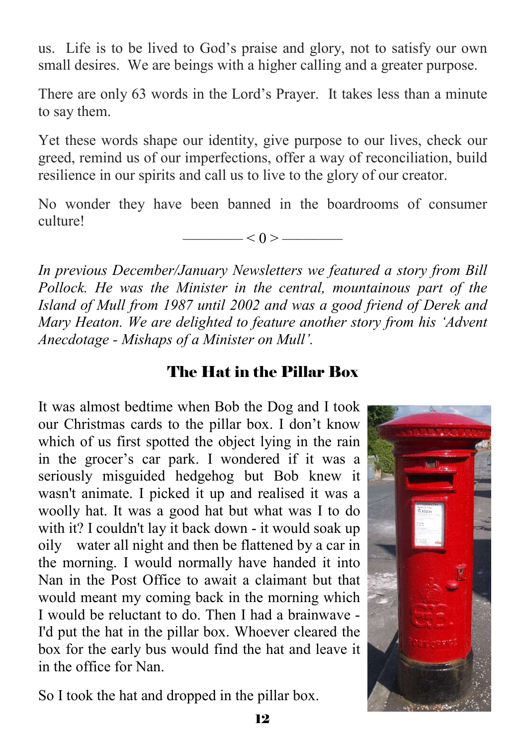us. Life is to be lived to God's praise and glory, not to satisfy our own small desires. We are beings with a higher calling and a greater purpose.

There are only 63 words in the Lord's Prayer. It takes less than a minute to say them.

Yet these words shape our identity, give purpose to our lives, check our greed, remind us of our imperfections, offer a way of reconciliation, build resilience in our spirits and call us to live to the glory of our creator.

No wonder they have been banned in the boardrooms of consumer culture!

———— < 0 > ————

*In previous December/January Newsletters we featured a story from Bill Pollock. He was the Minister in the central, mountainous part of the Island of Mull from 1987 until 2002 and was a good friend of Derek and Mary Heaton. We are delighted to feature another story from his 'Advent Anecdotage - Mishaps of a Minister on Mull'.*

## The Hat in the Pillar Box

It was almost bedtime when Bob the Dog and I took our Christmas cards to the pillar box. I don't know which of us first spotted the object lying in the rain in the grocer's car park. I wondered if it was a seriously misguided hedgehog but Bob knew it wasn't animate. I picked it up and realised it was a woolly hat. It was a good hat but what was I to do with it? I couldn't lay it back down - it would soak up oily water all night and then be flattened by a car in the morning. I would normally have handed it into Nan in the Post Office to await a claimant but that would meant my coming back in the morning which I would be reluctant to do. Then I had a brainwave - I'd put the hat in the pillar box. Whoever cleared the box for the early bus would find the hat and leave it in the office for Nan.

So I took the hat and dropped in the pillar box.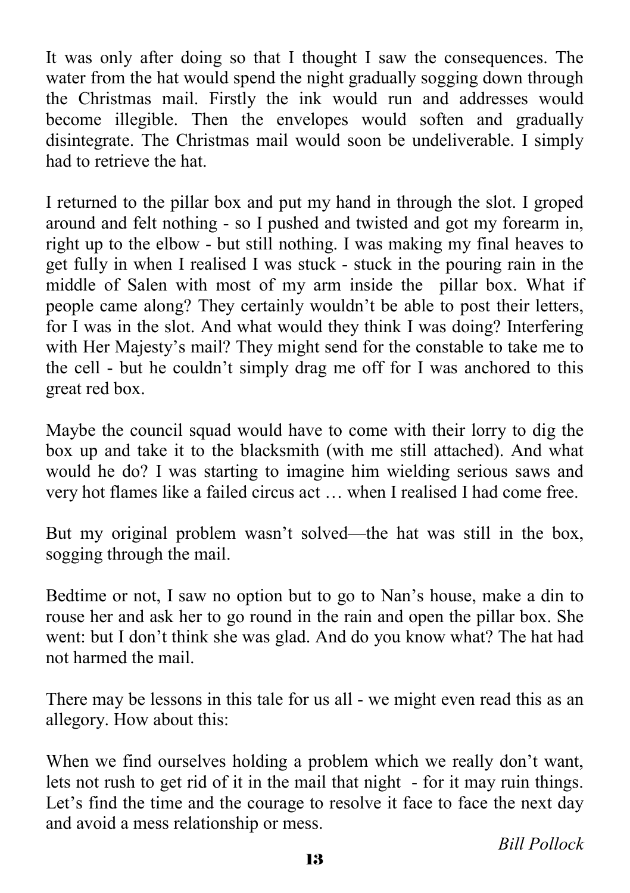It was only after doing so that I thought I saw the consequences. The water from the hat would spend the night gradually sogging down through the Christmas mail. Firstly the ink would run and addresses would become illegible. Then the envelopes would soften and gradually disintegrate. The Christmas mail would soon be undeliverable. I simply had to retrieve the hat.

I returned to the pillar box and put my hand in through the slot. I groped around and felt nothing - so I pushed and twisted and got my forearm in, right up to the elbow - but still nothing. I was making my final heaves to get fully in when I realised I was stuck - stuck in the pouring rain in the middle of Salen with most of my arm inside the pillar box. What if people came along? They certainly wouldn't be able to post their letters, for I was in the slot. And what would they think I was doing? Interfering with Her Majesty's mail? They might send for the constable to take me to the cell - but he couldn't simply drag me off for I was anchored to this great red box.

Maybe the council squad would have to come with their lorry to dig the box up and take it to the blacksmith (with me still attached). And what would he do? I was starting to imagine him wielding serious saws and very hot flames like a failed circus act … when I realised I had come free.

But my original problem wasn't solved—the hat was still in the box, sogging through the mail.

Bedtime or not, I saw no option but to go to Nan's house, make a din to rouse her and ask her to go round in the rain and open the pillar box. She went: but I don't think she was glad. And do you know what? The hat had not harmed the mail.

There may be lessons in this tale for us all - we might even read this as an allegory. How about this:

When we find ourselves holding a problem which we really don't want, lets not rush to get rid of it in the mail that night - for it may ruin things. Let's find the time and the courage to resolve it face to face the next day and avoid a mess relationship or mess.

*Bill Pollock*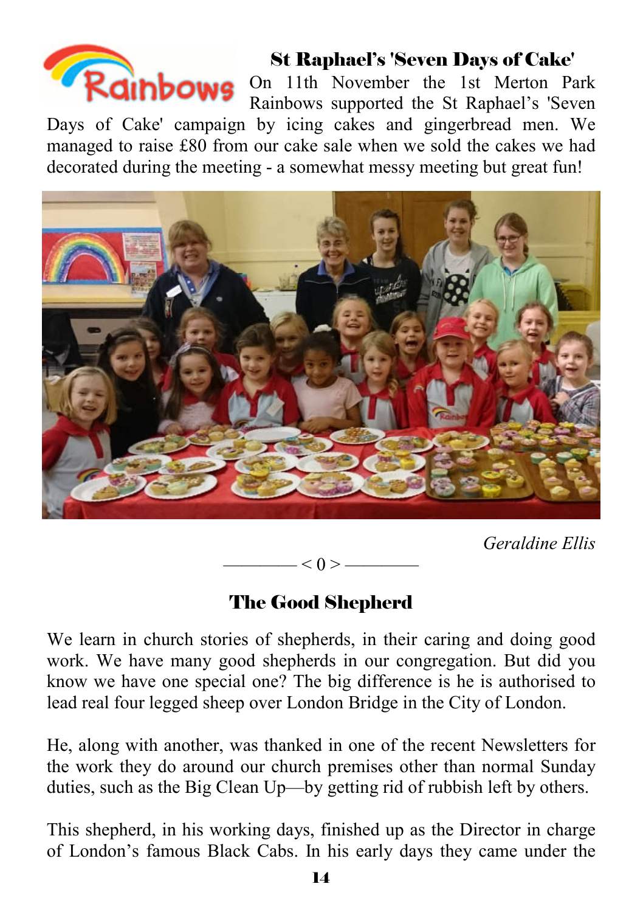## St Raphael's 'Seven Days of Cake'

On 11th November the 1st Merton Park Rainbows supported the St Raphael's 'Seven Days of Cake' campaign by icing cakes and gingerbread men. We managed to raise £80 from our cake sale when we sold the cakes we had decorated during the meeting - a somewhat messy meeting but great fun!

*Geraldine Ellis*

———— < 0 > ————

## The Good Shepherd

We learn in church stories of shepherds, in their caring and doing good work. We have many good shepherds in our congregation. But did you know we have one special one? The big difference is he is authorised to lead real four legged sheep over London Bridge in the City of London.

He, along with another, was thanked in one of the recent Newsletters for the work they do around our church premises other than normal Sunday duties, such as the Big Clean Up—by getting rid of rubbish left by others.

This shepherd, in his working days, finished up as the Director in charge of London's famous Black Cabs. In his early days they came under the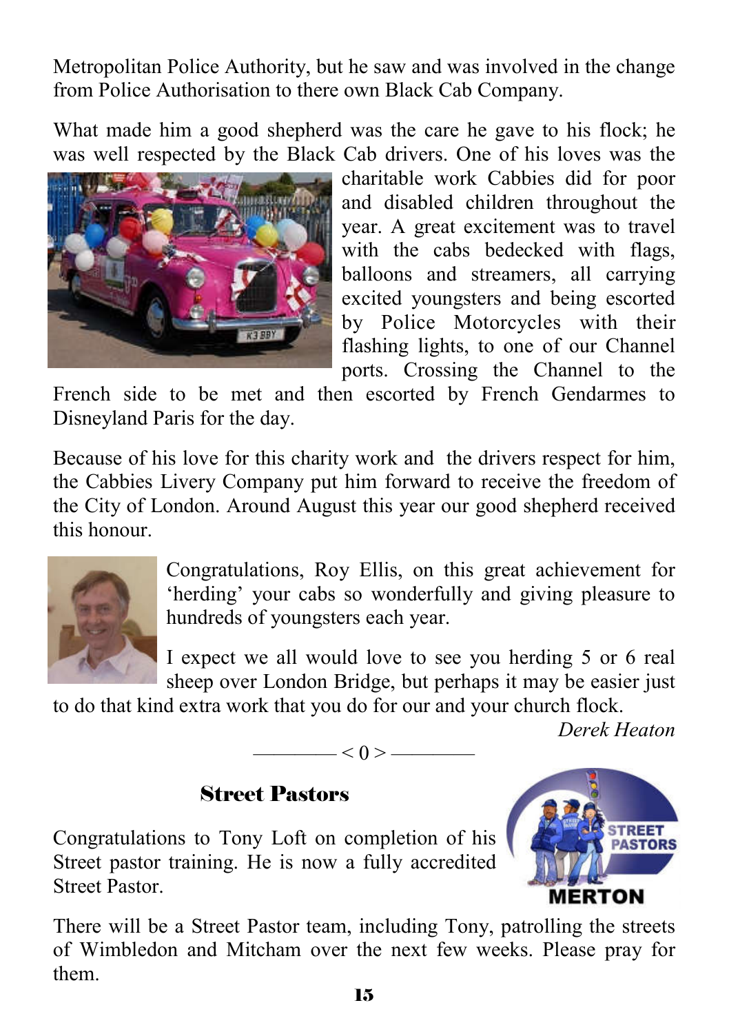Metropolitan Police Authority, but he saw and was involved in the change from Police Authorisation to there own Black Cab Company.

What made him a good shepherd was the care he gave to his flock; he was well respected by the Black Cab drivers. One of his loves was the charitable work Cabbies did for poor and disabled children throughout the year. A great excitement was to travel with the cabs bedecked with flags, balloons and streamers, all carrying excited youngsters and being escorted by Police Motorcycles with their flashing lights, to one of our Channel ports. Crossing the Channel to the French side to be met and then escorted by French Gendarmes to Disneyland Paris for the day.

Because of his love for this charity work and the drivers respect for him, the Cabbies Livery Company put him forward to receive the freedom of the City of London. Around August this year our good shepherd received this honour.

Congratulations, Roy Ellis, on this great achievement for 'herding' your cabs so wonderfully and giving pleasure to hundreds of youngsters each year.

I expect we all would love to see you herding 5 or 6 real sheep over London Bridge, but perhaps it may be easier just to do that kind extra work that you do for our and your church flock.

*Derek Heaton*

———— < 0 > ————

## Street Pastors

Congratulations to Tony Loft on completion of his Street pastor training. He is now a fully accredited Street Pastor.

There will be a Street Pastor team, including Tony, patrolling the streets of Wimbledon and Mitcham over the next few weeks. Please pray for them.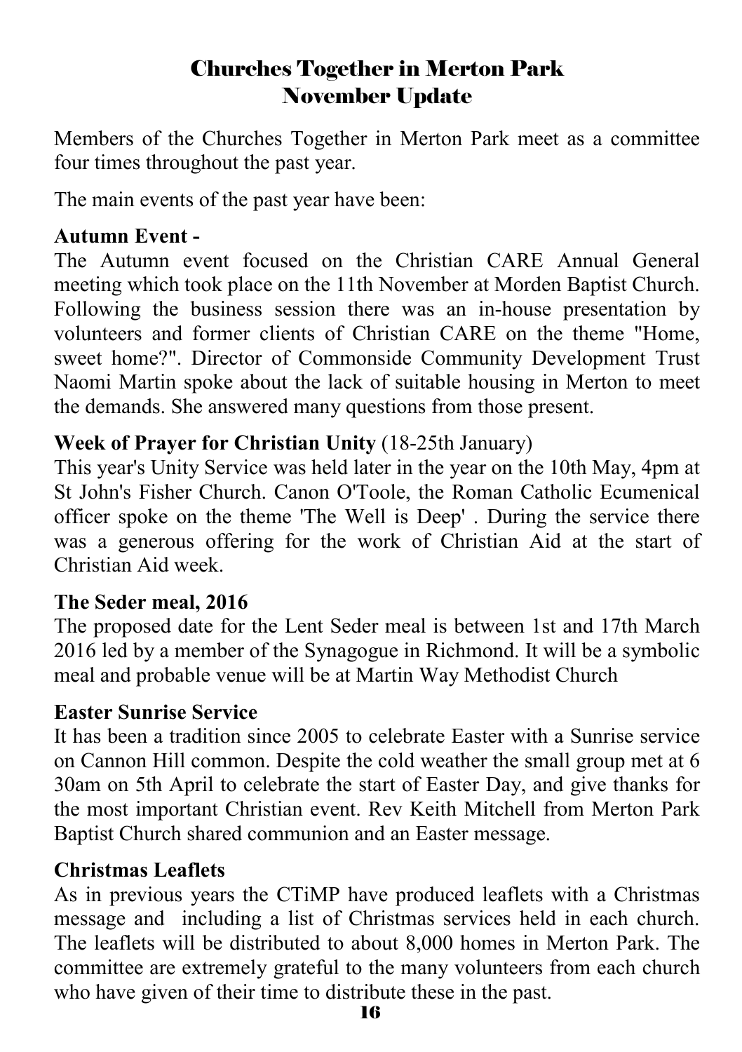# Churches Together in Merton Park
# November Update

Members of the Churches Together in Merton Park meet as a committee four times throughout the past year.

The main events of the past year have been:

**Autumn Event -**
The Autumn event focused on the Christian CARE Annual General meeting which took place on the 11th November at Morden Baptist Church. Following the business session there was an in-house presentation by volunteers and former clients of Christian CARE on the theme "Home, sweet home?". Director of Commonside Community Development Trust Naomi Martin spoke about the lack of suitable housing in Merton to meet the demands. She answered many questions from those present.

**Week of Prayer for Christian Unity** (18-25th January)
This year's Unity Service was held later in the year on the 10th May, 4pm at St John's Fisher Church. Canon O'Toole, the Roman Catholic Ecumenical officer spoke on the theme 'The Well is Deep' . During the service there was a generous offering for the work of Christian Aid at the start of Christian Aid week.

**The Seder meal, 2016**
The proposed date for the Lent Seder meal is between 1st and 17th March 2016 led by a member of the Synagogue in Richmond. It will be a symbolic meal and probable venue will be at Martin Way Methodist Church

**Easter Sunrise Service**
It has been a tradition since 2005 to celebrate Easter with a Sunrise service on Cannon Hill common. Despite the cold weather the small group met at 6 30am on 5th April to celebrate the start of Easter Day, and give thanks for the most important Christian event. Rev Keith Mitchell from Merton Park Baptist Church shared communion and an Easter message.

**Christmas Leaflets**
As in previous years the CTiMP have produced leaflets with a Christmas message and including a list of Christmas services held in each church. The leaflets will be distributed to about 8,000 homes in Merton Park. The committee are extremely grateful to the many volunteers from each church who have given of their time to distribute these in the past.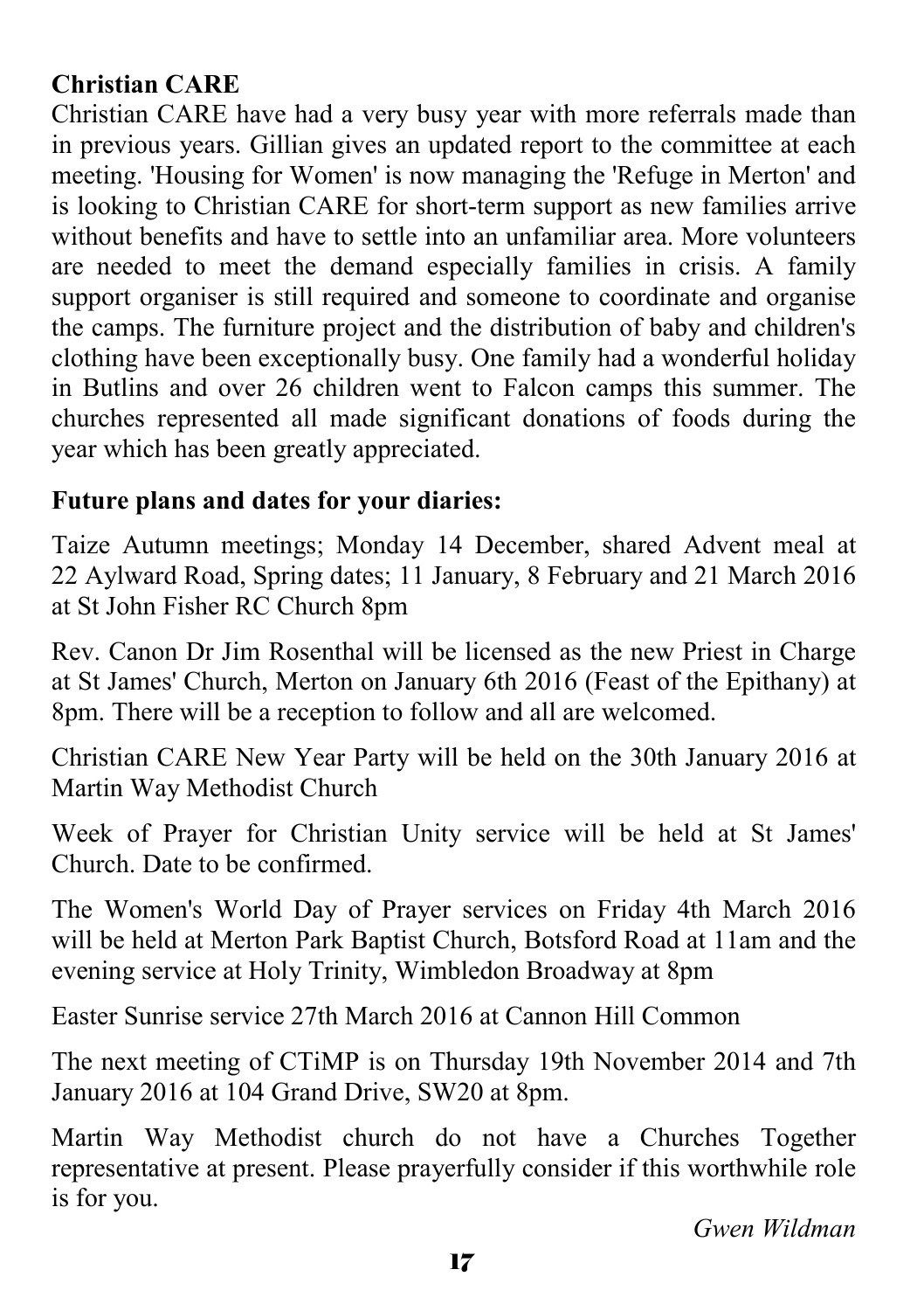**Christian CARE**

Christian CARE have had a very busy year with more referrals made than in previous years. Gillian gives an updated report to the committee at each meeting. 'Housing for Women' is now managing the 'Refuge in Merton' and is looking to Christian CARE for short-term support as new families arrive without benefits and have to settle into an unfamiliar area. More volunteers are needed to meet the demand especially families in crisis. A family support organiser is still required and someone to coordinate and organise the camps. The furniture project and the distribution of baby and children's clothing have been exceptionally busy. One family had a wonderful holiday in Butlins and over 26 children went to Falcon camps this summer. The churches represented all made significant donations of foods during the year which has been greatly appreciated.

**Future plans and dates for your diaries:**

Taize Autumn meetings; Monday 14 December, shared Advent meal at 22 Aylward Road, Spring dates; 11 January, 8 February and 21 March 2016 at St John Fisher RC Church 8pm

Rev. Canon Dr Jim Rosenthal will be licensed as the new Priest in Charge at St James' Church, Merton on January 6th 2016 (Feast of the Epithany) at 8pm. There will be a reception to follow and all are welcomed.

Christian CARE New Year Party will be held on the 30th January 2016 at Martin Way Methodist Church

Week of Prayer for Christian Unity service will be held at St James' Church. Date to be confirmed.

The Women's World Day of Prayer services on Friday 4th March 2016 will be held at Merton Park Baptist Church, Botsford Road at 11am and the evening service at Holy Trinity, Wimbledon Broadway at 8pm

Easter Sunrise service 27th March 2016 at Cannon Hill Common

The next meeting of CTiMP is on Thursday 19th November 2014 and 7th January 2016 at 104 Grand Drive, SW20 at 8pm.

Martin Way Methodist church do not have a Churches Together representative at present. Please prayerfully consider if this worthwhile role is for you.

*Gwen Wildman*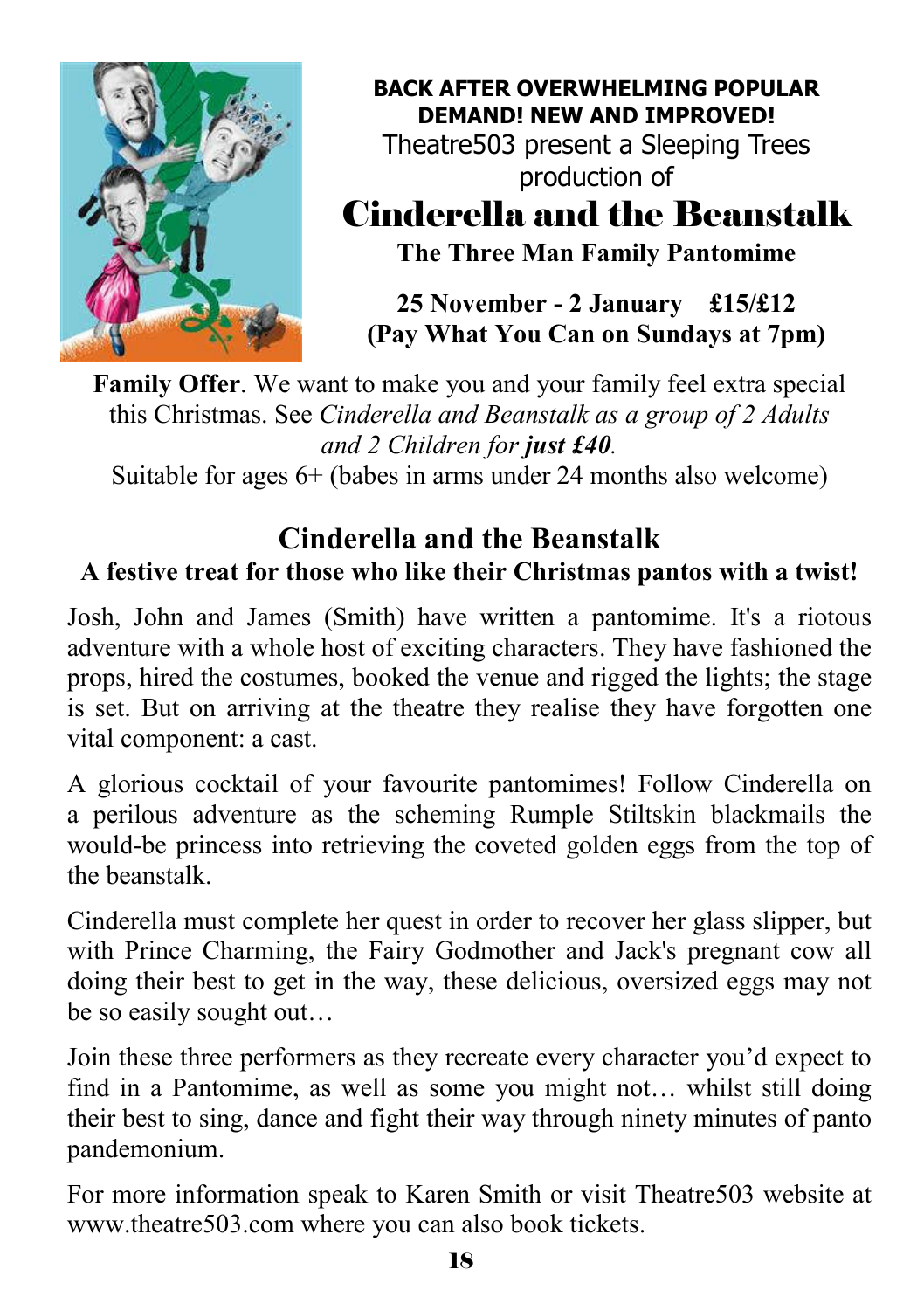**BACK AFTER OVERWHELMING POPULAR DEMAND! NEW AND IMPROVED!**

Theatre503 present a Sleeping Trees production of

# Cinderella and the Beanstalk

**The Three Man Family Pantomime**

**25 November - 2 January £15/£12**
**(Pay What You Can on Sundays at 7pm)**

**Family Offer**. We want to make you and your family feel extra special this Christmas. See *Cinderella and Beanstalk as a group of 2 Adults and 2 Children for **just £40**.*

Suitable for ages 6+ (babes in arms under 24 months also welcome)

## Cinderella and the Beanstalk

**A festive treat for those who like their Christmas pantos with a twist!**

Josh, John and James (Smith) have written a pantomime. It's a riotous adventure with a whole host of exciting characters. They have fashioned the props, hired the costumes, booked the venue and rigged the lights; the stage is set. But on arriving at the theatre they realise they have forgotten one vital component: a cast.

A glorious cocktail of your favourite pantomimes! Follow Cinderella on a perilous adventure as the scheming Rumple Stiltskin blackmails the would-be princess into retrieving the coveted golden eggs from the top of the beanstalk.

Cinderella must complete her quest in order to recover her glass slipper, but with Prince Charming, the Fairy Godmother and Jack's pregnant cow all doing their best to get in the way, these delicious, oversized eggs may not be so easily sought out…

Join these three performers as they recreate every character you'd expect to find in a Pantomime, as well as some you might not… whilst still doing their best to sing, dance and fight their way through ninety minutes of panto pandemonium.

For more information speak to Karen Smith or visit Theatre503 website at www.theatre503.com where you can also book tickets.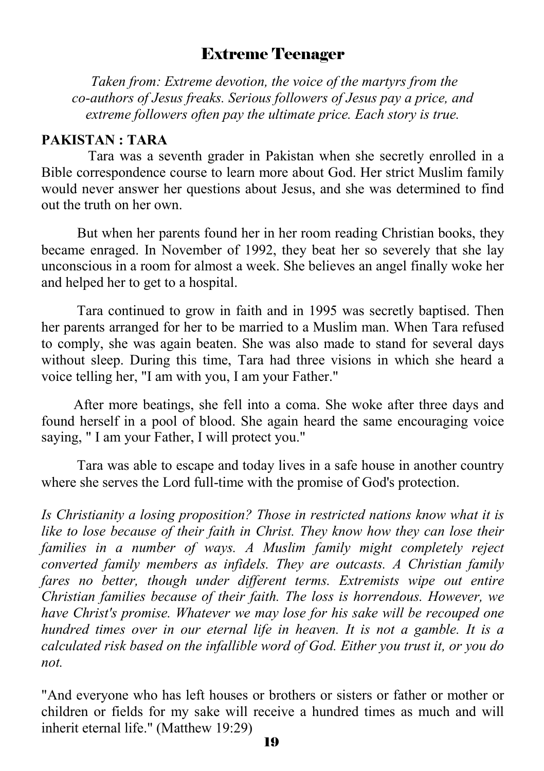# Extreme Teenager

*Taken from: Extreme devotion, the voice of the martyrs from the co-authors of Jesus freaks. Serious followers of Jesus pay a price, and extreme followers often pay the ultimate price. Each story is true.*

**PAKISTAN : TARA**

Tara was a seventh grader in Pakistan when she secretly enrolled in a Bible correspondence course to learn more about God. Her strict Muslim family would never answer her questions about Jesus, and she was determined to find out the truth on her own.

But when her parents found her in her room reading Christian books, they became enraged. In November of 1992, they beat her so severely that she lay unconscious in a room for almost a week. She believes an angel finally woke her and helped her to get to a hospital.

Tara continued to grow in faith and in 1995 was secretly baptised. Then her parents arranged for her to be married to a Muslim man. When Tara refused to comply, she was again beaten. She was also made to stand for several days without sleep. During this time, Tara had three visions in which she heard a voice telling her, "I am with you, I am your Father."

After more beatings, she fell into a coma. She woke after three days and found herself in a pool of blood. She again heard the same encouraging voice saying, " I am your Father, I will protect you."

Tara was able to escape and today lives in a safe house in another country where she serves the Lord full-time with the promise of God's protection.

*Is Christianity a losing proposition? Those in restricted nations know what it is like to lose because of their faith in Christ. They know how they can lose their families in a number of ways. A Muslim family might completely reject converted family members as infidels. They are outcasts. A Christian family fares no better, though under different terms. Extremists wipe out entire Christian families because of their faith. The loss is horrendous. However, we have Christ's promise. Whatever we may lose for his sake will be recouped one hundred times over in our eternal life in heaven. It is not a gamble. It is a calculated risk based on the infallible word of God. Either you trust it, or you do not.*

"And everyone who has left houses or brothers or sisters or father or mother or children or fields for my sake will receive a hundred times as much and will inherit eternal life." (Matthew 19:29)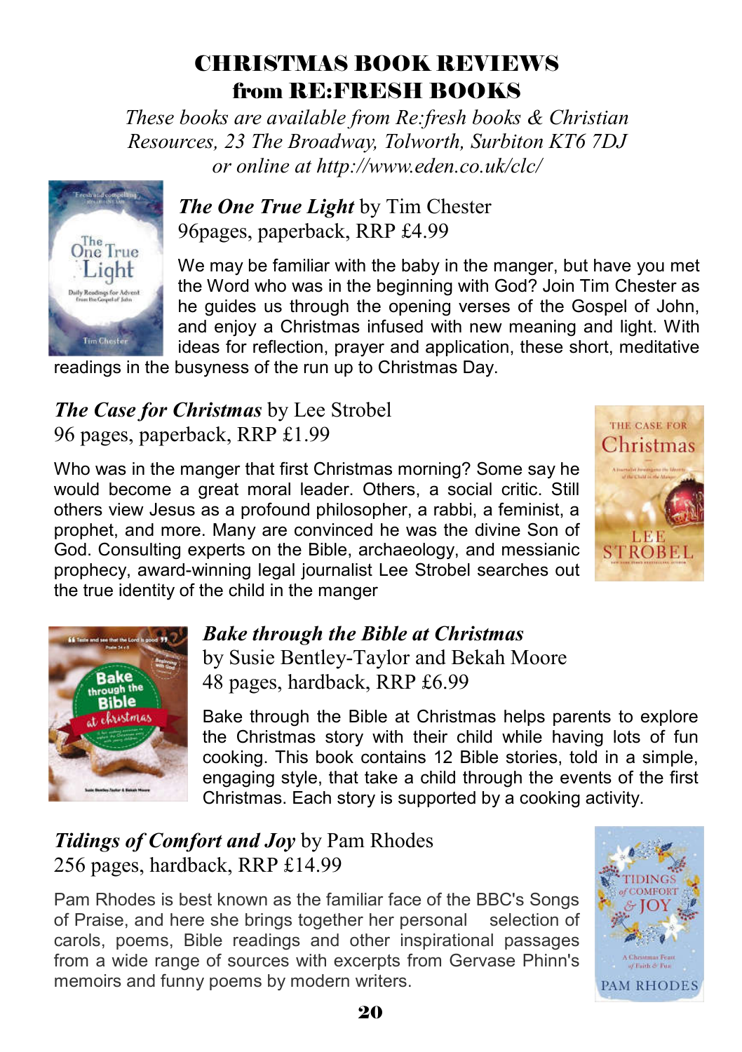# CHRISTMAS BOOK REVIEWS from RE:FRESH BOOKS

*These books are available from Re:fresh books & Christian Resources, 23 The Broadway, Tolworth, Surbiton KT6 7DJ or online at http://www.eden.co.uk/clc/*

***The One True Light*** by Tim Chester
96pages, paperback, RRP £4.99

We may be familiar with the baby in the manger, but have you met the Word who was in the beginning with God? Join Tim Chester as he guides us through the opening verses of the Gospel of John, and enjoy a Christmas infused with new meaning and light. With ideas for reflection, prayer and application, these short, meditative readings in the busyness of the run up to Christmas Day.

***The Case for Christmas*** by Lee Strobel
96 pages, paperback, RRP £1.99

Who was in the manger that first Christmas morning? Some say he would become a great moral leader. Others, a social critic. Still others view Jesus as a profound philosopher, a rabbi, a feminist, a prophet, and more. Many are convinced he was the divine Son of God. Consulting experts on the Bible, archaeology, and messianic prophecy, award-winning legal journalist Lee Strobel searches out the true identity of the child in the manger

***Bake through the Bible at Christmas***
by Susie Bentley-Taylor and Bekah Moore
48 pages, hardback, RRP £6.99

Bake through the Bible at Christmas helps parents to explore the Christmas story with their child while having lots of fun cooking. This book contains 12 Bible stories, told in a simple, engaging style, that take a child through the events of the first Christmas. Each story is supported by a cooking activity.

***Tidings of Comfort and Joy*** by Pam Rhodes
256 pages, hardback, RRP £14.99

Pam Rhodes is best known as the familiar face of the BBC's Songs of Praise, and here she brings together her personal selection of carols, poems, Bible readings and other inspirational passages from a wide range of sources with excerpts from Gervase Phinn's memoirs and funny poems by modern writers.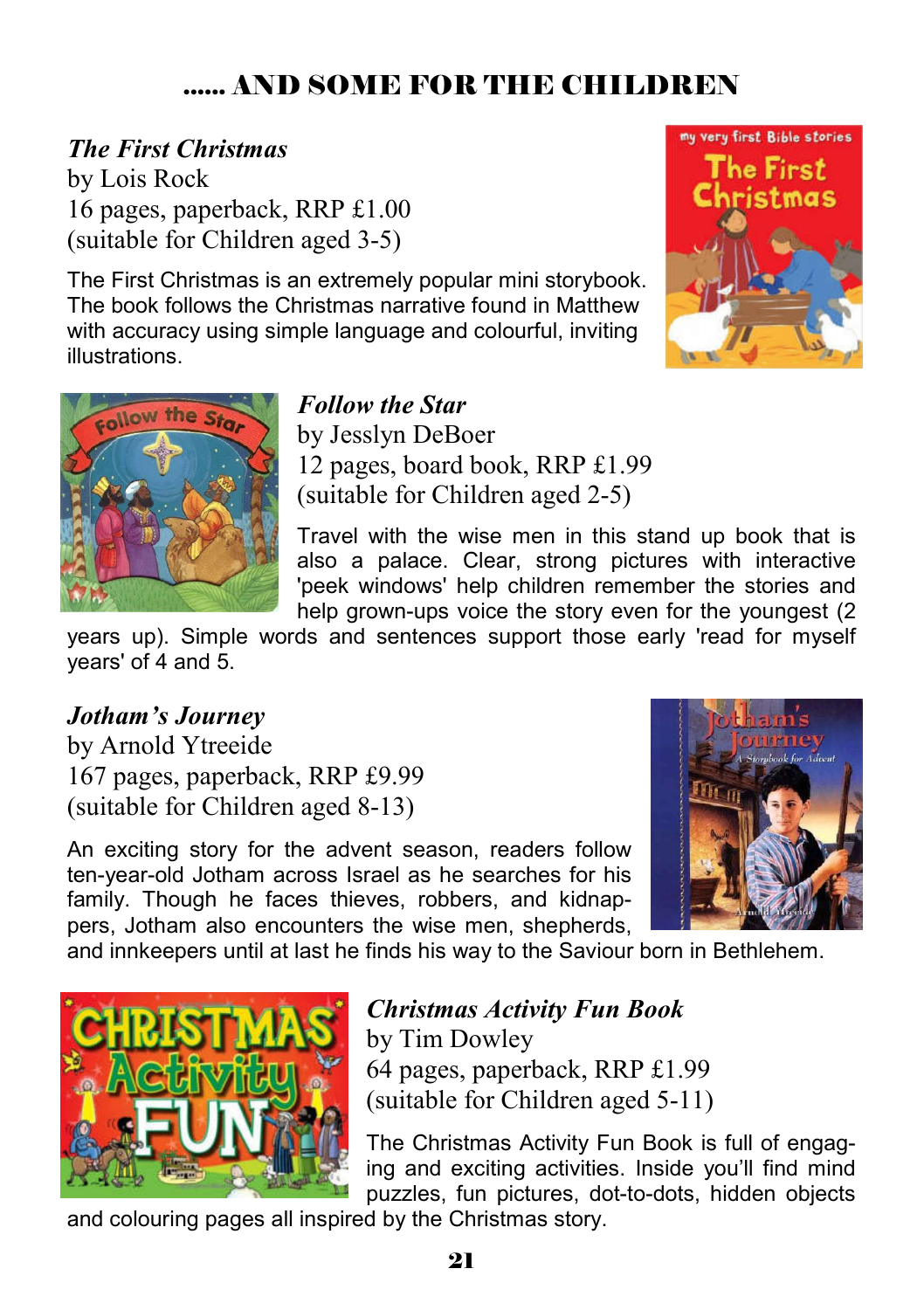# ...... AND SOME FOR THE CHILDREN

***The First Christmas***
by Lois Rock
16 pages, paperback, RRP £1.00
(suitable for Children aged 3-5)

The First Christmas is an extremely popular mini storybook. The book follows the Christmas narrative found in Matthew with accuracy using simple language and colourful, inviting illustrations.

***Follow the Star***
by Jesslyn DeBoer
12 pages, board book, RRP £1.99
(suitable for Children aged 2-5)

Travel with the wise men in this stand up book that is also a palace. Clear, strong pictures with interactive 'peek windows' help children remember the stories and help grown-ups voice the story even for the youngest (2 years up). Simple words and sentences support those early 'read for myself years' of 4 and 5.

***Jotham's Journey***
by Arnold Ytreeide
167 pages, paperback, RRP £9.99
(suitable for Children aged 8-13)

An exciting story for the advent season, readers follow ten-year-old Jotham across Israel as he searches for his family. Though he faces thieves, robbers, and kidnappers, Jotham also encounters the wise men, shepherds, and innkeepers until at last he finds his way to the Saviour born in Bethlehem.

***Christmas Activity Fun Book***
by Tim Dowley
64 pages, paperback, RRP £1.99
(suitable for Children aged 5-11)

The Christmas Activity Fun Book is full of engaging and exciting activities. Inside you'll find mind puzzles, fun pictures, dot-to-dots, hidden objects and colouring pages all inspired by the Christmas story.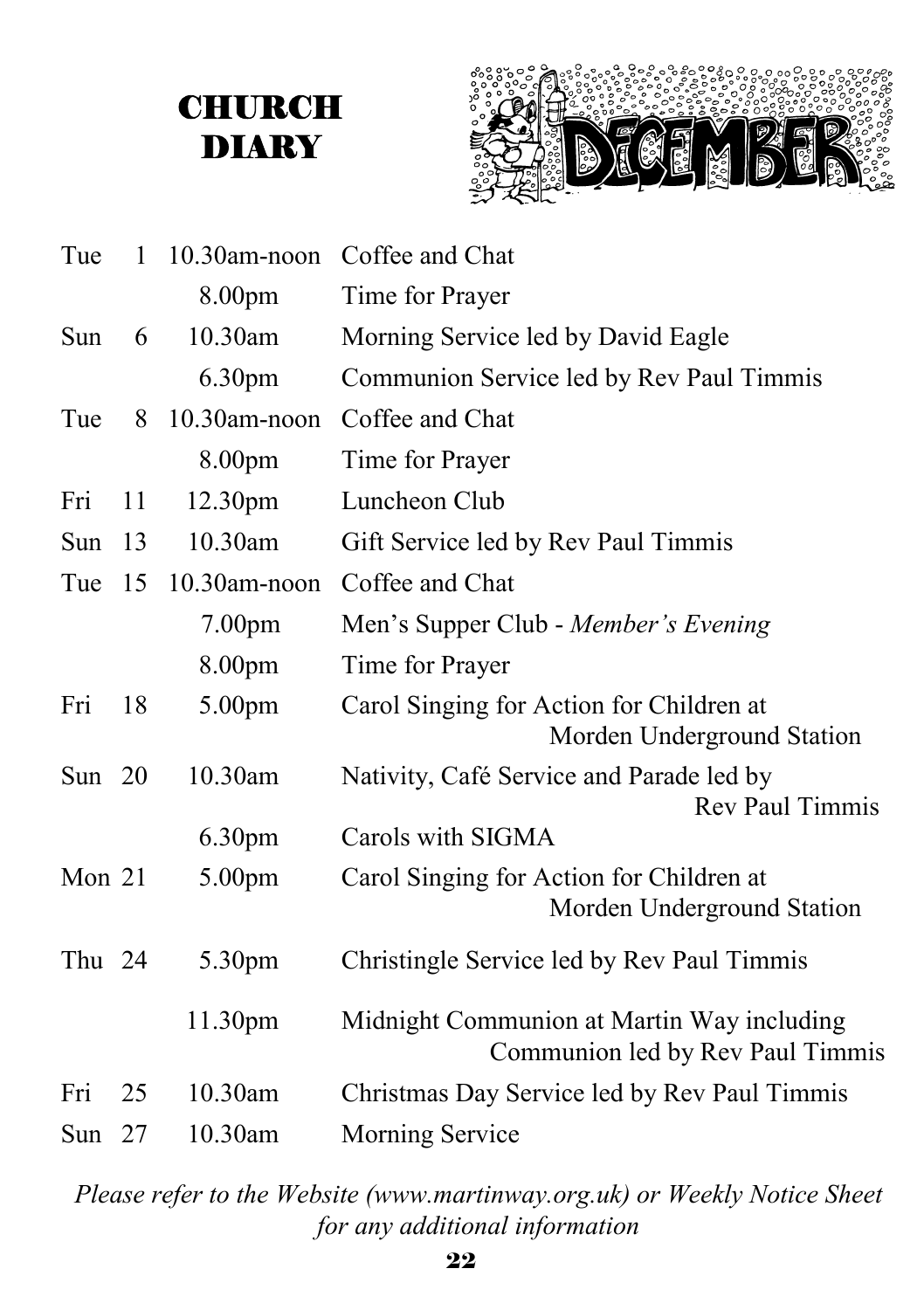# CHURCH DIARY

## DECEMBER

| Day | Date | Time | Event |
|---|---|---|---|
| Tue | 1 | 10.30am-noon | Coffee and Chat |
| | | 8.00pm | Time for Prayer |
| Sun | 6 | 10.30am | Morning Service led by David Eagle |
| | | 6.30pm | Communion Service led by Rev Paul Timmis |
| Tue | 8 | 10.30am-noon | Coffee and Chat |
| | | 8.00pm | Time for Prayer |
| Fri | 11 | 12.30pm | Luncheon Club |
| Sun | 13 | 10.30am | Gift Service led by Rev Paul Timmis |
| Tue | 15 | 10.30am-noon | Coffee and Chat |
| | | 7.00pm | Men's Supper Club - *Member's Evening* |
| | | 8.00pm | Time for Prayer |
| Fri | 18 | 5.00pm | Carol Singing for Action for Children at Morden Underground Station |
| Sun | 20 | 10.30am | Nativity, Café Service and Parade led by Rev Paul Timmis |
| | | 6.30pm | Carols with SIGMA |
| Mon | 21 | 5.00pm | Carol Singing for Action for Children at Morden Underground Station |
| Thu | 24 | 5.30pm | Christingle Service led by Rev Paul Timmis |
| | | 11.30pm | Midnight Communion at Martin Way including Communion led by Rev Paul Timmis |
| Fri | 25 | 10.30am | Christmas Day Service led by Rev Paul Timmis |
| Sun | 27 | 10.30am | Morning Service |

*Please refer to the Website (www.martinway.org.uk) or Weekly Notice Sheet for any additional information*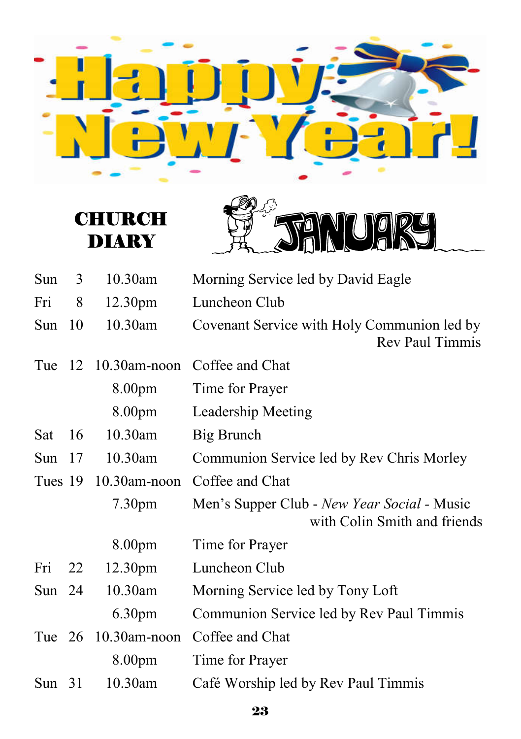# Happy New Year!

## CHURCH DIARY

## JANUARY

| | | | |
|---|---|---|---|
| Sun | 3 | 10.30am | Morning Service led by David Eagle |
| Fri | 8 | 12.30pm | Luncheon Club |
| Sun | 10 | 10.30am | Covenant Service with Holy Communion led by Rev Paul Timmis |
| Tue | 12 | 10.30am-noon | Coffee and Chat |
| | | 8.00pm | Time for Prayer |
| | | 8.00pm | Leadership Meeting |
| Sat | 16 | 10.30am | Big Brunch |
| Sun | 17 | 10.30am | Communion Service led by Rev Chris Morley |
| Tues | 19 | 10.30am-noon | Coffee and Chat |
| | | 7.30pm | Men's Supper Club - *New Year Social* - Music with Colin Smith and friends |
| | | 8.00pm | Time for Prayer |
| Fri | 22 | 12.30pm | Luncheon Club |
| Sun | 24 | 10.30am | Morning Service led by Tony Loft |
| | | 6.30pm | Communion Service led by Rev Paul Timmis |
| Tue | 26 | 10.30am-noon | Coffee and Chat |
| | | 8.00pm | Time for Prayer |
| Sun | 31 | 10.30am | Café Worship led by Rev Paul Timmis |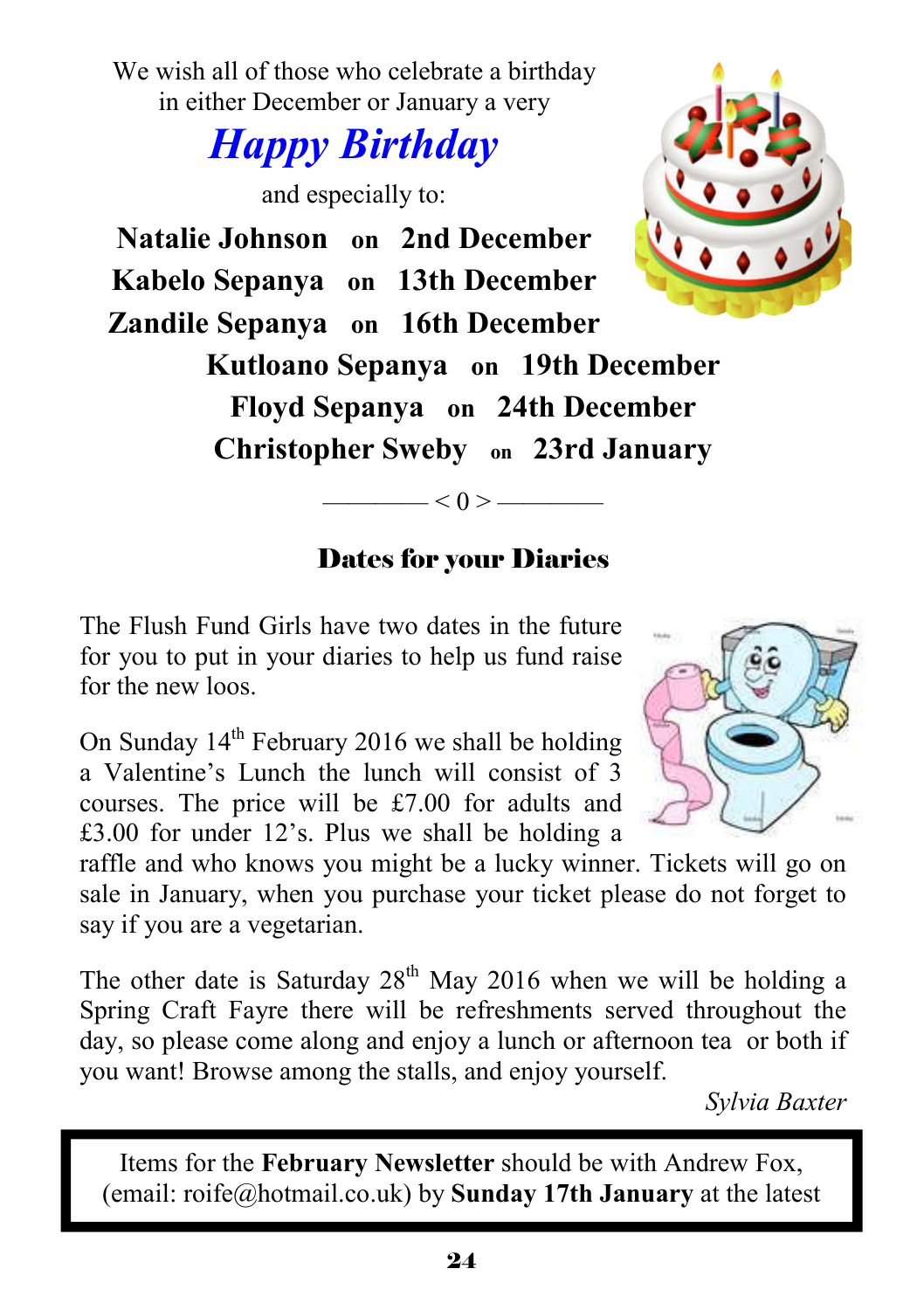We wish all of those who celebrate a birthday in either December or January a very

## *Happy Birthday*

and especially to:

**Natalie Johnson on 2nd December**
**Kabelo Sepanya on 13th December**
**Zandile Sepanya on 16th December**
**Kutloano Sepanya on 19th December**
**Floyd Sepanya on 24th December**
**Christopher Sweby on 23rd January**

———— < 0 > ————

## Dates for your Diaries

The Flush Fund Girls have two dates in the future for you to put in your diaries to help us fund raise for the new loos.

On Sunday 14th February 2016 we shall be holding a Valentine's Lunch the lunch will consist of 3 courses. The price will be £7.00 for adults and £3.00 for under 12's. Plus we shall be holding a raffle and who knows you might be a lucky winner. Tickets will go on sale in January, when you purchase your ticket please do not forget to say if you are a vegetarian.

The other date is Saturday 28th May 2016 when we will be holding a Spring Craft Fayre there will be refreshments served throughout the day, so please come along and enjoy a lunch or afternoon tea or both if you want! Browse among the stalls, and enjoy yourself.

*Sylvia Baxter*

Items for the **February Newsletter** should be with Andrew Fox, (email: roife@hotmail.co.uk) by **Sunday 17th January** at the latest